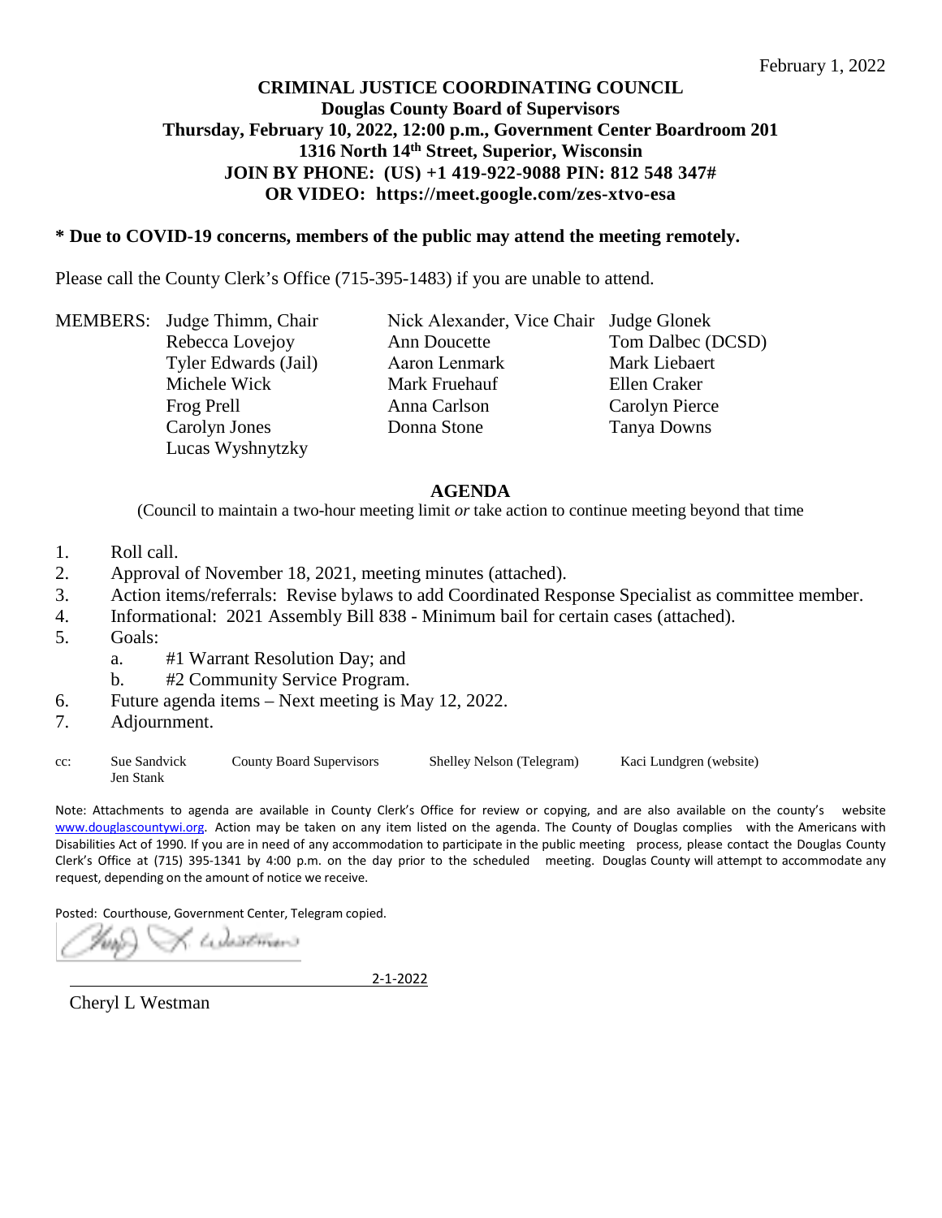February 1, 2022

**CRIMINAL JUSTICE COORDINATING COUNCIL**
**Douglas County Board of Supervisors**
**Thursday, February 10, 2022, 12:00 p.m., Government Center Boardroom 201**
**1316 North 14th Street, Superior, Wisconsin**
**JOIN BY PHONE: (US) +1 419-922-9088 PIN: 812 548 347#**
**OR VIDEO: https://meet.google.com/zes-xtvo-esa**

**\* Due to COVID-19 concerns, members of the public may attend the meeting remotely.**

Please call the County Clerk's Office (715-395-1483) if you are unable to attend.

| MEMBERS: | | | |
|---|---|---|---|
| | Judge Thimm, Chair | Nick Alexander, Vice Chair | Judge Glonek |
| | Rebecca Lovejoy | Ann Doucette | Tom Dalbec (DCSD) |
| | Tyler Edwards (Jail) | Aaron Lenmark | Mark Liebaert |
| | Michele Wick | Mark Fruehauf | Ellen Craker |
| | Frog Prell | Anna Carlson | Carolyn Pierce |
| | Carolyn Jones | Donna Stone | Tanya Downs |
| | Lucas Wyshnytzky | | |

## AGENDA

(Council to maintain a two-hour meeting limit *or* take action to continue meeting beyond that time

1. Roll call.
2. Approval of November 18, 2021, meeting minutes (attached).
3. Action items/referrals: Revise bylaws to add Coordinated Response Specialist as committee member.
4. Informational: 2021 Assembly Bill 838 - Minimum bail for certain cases (attached).
5. Goals:
   a. #1 Warrant Resolution Day; and
   b. #2 Community Service Program.
6. Future agenda items – Next meeting is May 12, 2022.
7. Adjournment.

cc: Sue Sandvick, Jen Stank, County Board Supervisors, Shelley Nelson (Telegram), Kaci Lundgren (website)

Note: Attachments to agenda are available in County Clerk's Office for review or copying, and are also available on the county's website www.douglascountywi.org. Action may be taken on any item listed on the agenda. The County of Douglas complies with the Americans with Disabilities Act of 1990. If you are in need of any accommodation to participate in the public meeting process, please contact the Douglas County Clerk's Office at (715) 395-1341 by 4:00 p.m. on the day prior to the scheduled meeting. Douglas County will attempt to accommodate any request, depending on the amount of notice we receive.

Posted: Courthouse, Government Center, Telegram copied.

2-1-2022

Cheryl L Westman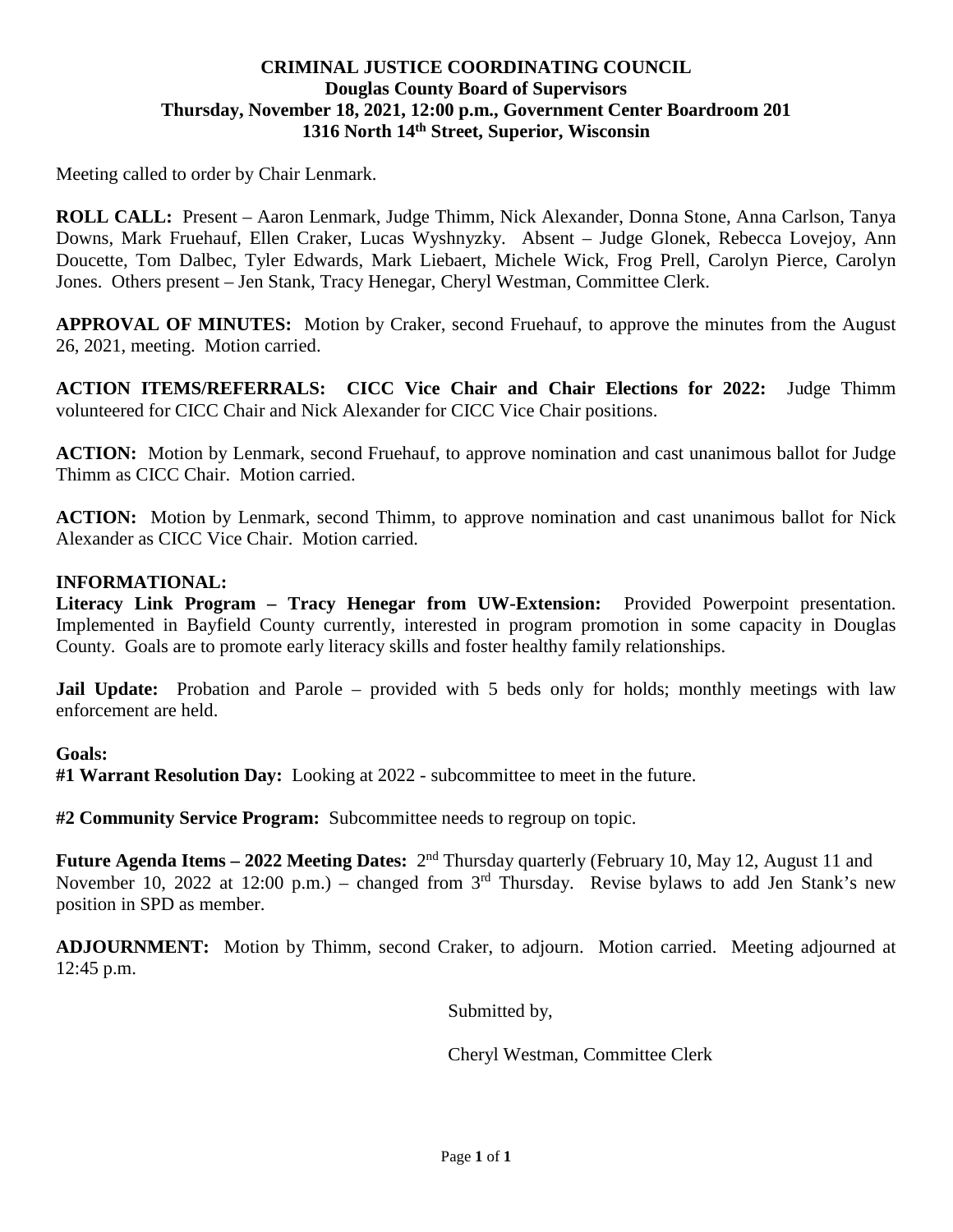**CRIMINAL JUSTICE COORDINATING COUNCIL**
**Douglas County Board of Supervisors**
**Thursday, November 18, 2021, 12:00 p.m., Government Center Boardroom 201**
**1316 North 14th Street, Superior, Wisconsin**

Meeting called to order by Chair Lenmark.

**ROLL CALL:** Present – Aaron Lenmark, Judge Thimm, Nick Alexander, Donna Stone, Anna Carlson, Tanya Downs, Mark Fruehauf, Ellen Craker, Lucas Wyshnyzky. Absent – Judge Glonek, Rebecca Lovejoy, Ann Doucette, Tom Dalbec, Tyler Edwards, Mark Liebaert, Michele Wick, Frog Prell, Carolyn Pierce, Carolyn Jones. Others present – Jen Stank, Tracy Henegar, Cheryl Westman, Committee Clerk.

**APPROVAL OF MINUTES:** Motion by Craker, second Fruehauf, to approve the minutes from the August 26, 2021, meeting. Motion carried.

**ACTION ITEMS/REFERRALS: CICC Vice Chair and Chair Elections for 2022:** Judge Thimm volunteered for CICC Chair and Nick Alexander for CICC Vice Chair positions.

**ACTION:** Motion by Lenmark, second Fruehauf, to approve nomination and cast unanimous ballot for Judge Thimm as CICC Chair. Motion carried.

**ACTION:** Motion by Lenmark, second Thimm, to approve nomination and cast unanimous ballot for Nick Alexander as CICC Vice Chair. Motion carried.

**INFORMATIONAL:**
**Literacy Link Program – Tracy Henegar from UW-Extension:** Provided Powerpoint presentation. Implemented in Bayfield County currently, interested in program promotion in some capacity in Douglas County. Goals are to promote early literacy skills and foster healthy family relationships.

**Jail Update:** Probation and Parole – provided with 5 beds only for holds; monthly meetings with law enforcement are held.

**Goals:**
**#1 Warrant Resolution Day:** Looking at 2022 - subcommittee to meet in the future.

**#2 Community Service Program:** Subcommittee needs to regroup on topic.

**Future Agenda Items – 2022 Meeting Dates:** 2nd Thursday quarterly (February 10, May 12, August 11 and November 10, 2022 at 12:00 p.m.) – changed from 3rd Thursday. Revise bylaws to add Jen Stank's new position in SPD as member.

**ADJOURNMENT:** Motion by Thimm, second Craker, to adjourn. Motion carried. Meeting adjourned at 12:45 p.m.

Submitted by,

Cheryl Westman, Committee Clerk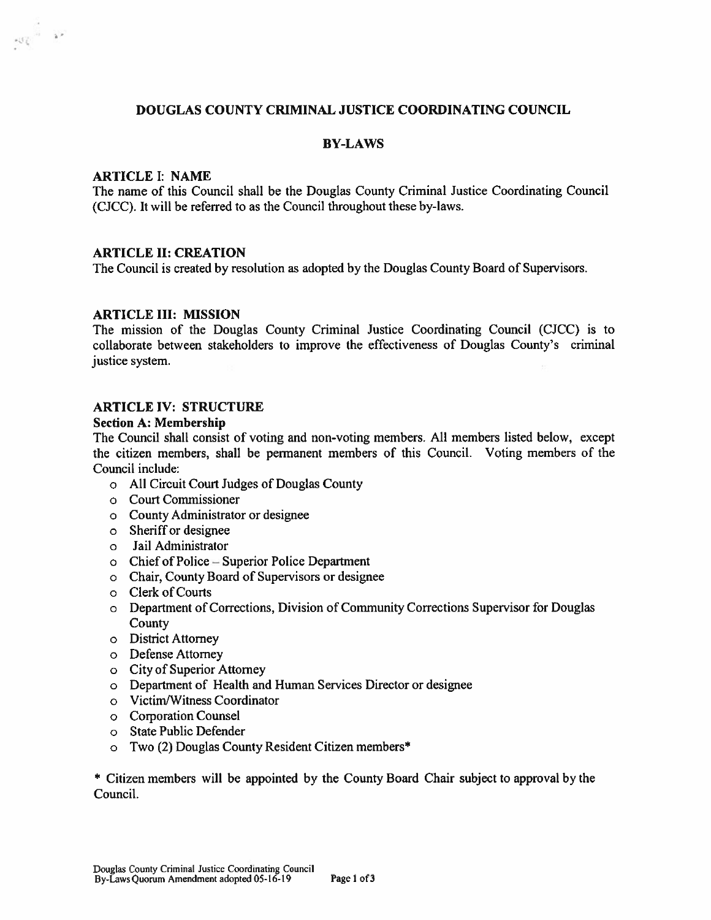# DOUGLAS COUNTY CRIMINAL JUSTICE COORDINATING COUNCIL

## BY-LAWS

### ARTICLE I: NAME

The name of this Council shall be the Douglas County Criminal Justice Coordinating Council (CJCC). It will be referred to as the Council throughout these by-laws.

### ARTICLE II: CREATION

The Council is created by resolution as adopted by the Douglas County Board of Supervisors.

### ARTICLE III: MISSION

The mission of the Douglas County Criminal Justice Coordinating Council (CJCC) is to collaborate between stakeholders to improve the effectiveness of Douglas County's criminal justice system.

### ARTICLE IV: STRUCTURE

**Section A: Membership**

The Council shall consist of voting and non-voting members. All members listed below, except the citizen members, shall be permanent members of this Council. Voting members of the Council include:

- All Circuit Court Judges of Douglas County
- Court Commissioner
- County Administrator or designee
- Sheriff or designee
- Jail Administrator
- Chief of Police – Superior Police Department
- Chair, County Board of Supervisors or designee
- Clerk of Courts
- Department of Corrections, Division of Community Corrections Supervisor for Douglas County
- District Attorney
- Defense Attorney
- City of Superior Attorney
- Department of Health and Human Services Director or designee
- Victim/Witness Coordinator
- Corporation Counsel
- State Public Defender
- Two (2) Douglas County Resident Citizen members*

* Citizen members will be appointed by the County Board Chair subject to approval by the Council.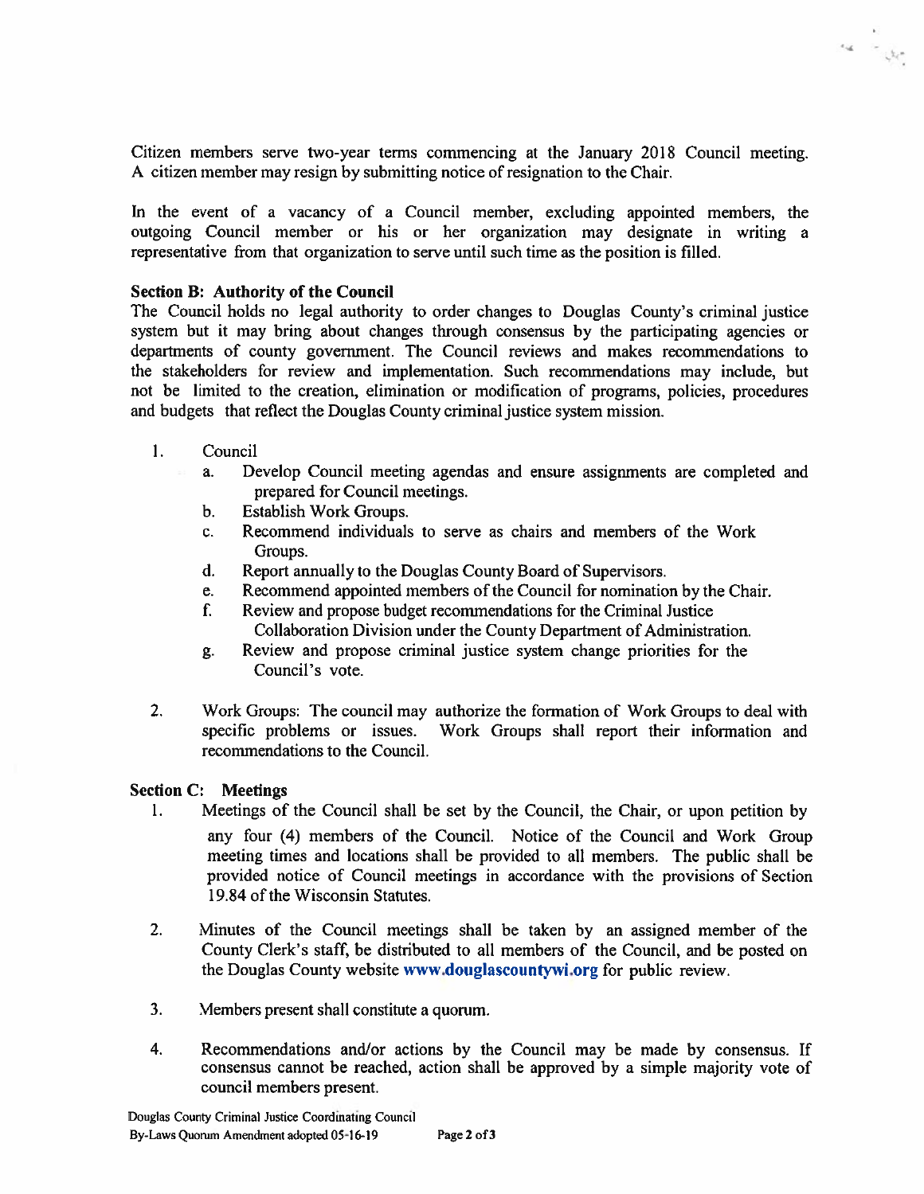Citizen members serve two-year terms commencing at the January 2018 Council meeting. A citizen member may resign by submitting notice of resignation to the Chair.

In the event of a vacancy of a Council member, excluding appointed members, the outgoing Council member or his or her organization may designate in writing a representative from that organization to serve until such time as the position is filled.

**Section B: Authority of the Council**

The Council holds no legal authority to order changes to Douglas County's criminal justice system but it may bring about changes through consensus by the participating agencies or departments of county government. The Council reviews and makes recommendations to the stakeholders for review and implementation. Such recommendations may include, but not be limited to the creation, elimination or modification of programs, policies, procedures and budgets that reflect the Douglas County criminal justice system mission.

1. Council
   a. Develop Council meeting agendas and ensure assignments are completed and prepared for Council meetings.
   b. Establish Work Groups.
   c. Recommend individuals to serve as chairs and members of the Work Groups.
   d. Report annually to the Douglas County Board of Supervisors.
   e. Recommend appointed members of the Council for nomination by the Chair.
   f. Review and propose budget recommendations for the Criminal Justice Collaboration Division under the County Department of Administration.
   g. Review and propose criminal justice system change priorities for the Council's vote.

2. Work Groups: The council may authorize the formation of Work Groups to deal with specific problems or issues. Work Groups shall report their information and recommendations to the Council.

**Section C: Meetings**

1. Meetings of the Council shall be set by the Council, the Chair, or upon petition by any four (4) members of the Council. Notice of the Council and Work Group meeting times and locations shall be provided to all members. The public shall be provided notice of Council meetings in accordance with the provisions of Section 19.84 of the Wisconsin Statutes.

2. Minutes of the Council meetings shall be taken by an assigned member of the County Clerk's staff, be distributed to all members of the Council, and be posted on the Douglas County website www.douglascountywi.org for public review.

3. Members present shall constitute a quorum.

4. Recommendations and/or actions by the Council may be made by consensus. If consensus cannot be reached, action shall be approved by a simple majority vote of council members present.

Douglas County Criminal Justice Coordinating Council
By-Laws Quorum Amendment adopted 05-16-19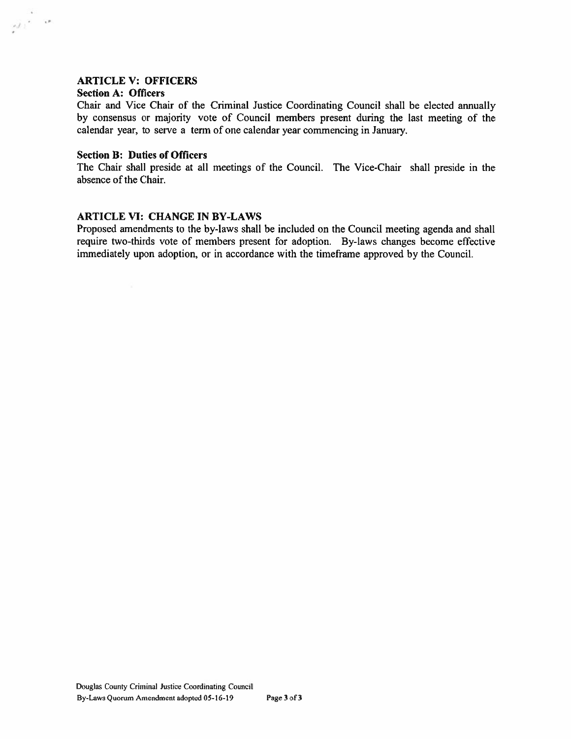## ARTICLE V: OFFICERS

### Section A: Officers

Chair and Vice Chair of the Criminal Justice Coordinating Council shall be elected annually by consensus or majority vote of Council members present during the last meeting of the calendar year, to serve a term of one calendar year commencing in January.

### Section B: Duties of Officers

The Chair shall preside at all meetings of the Council. The Vice-Chair shall preside in the absence of the Chair.

## ARTICLE VI: CHANGE IN BY-LAWS

Proposed amendments to the by-laws shall be included on the Council meeting agenda and shall require two-thirds vote of members present for adoption. By-laws changes become effective immediately upon adoption, or in accordance with the timeframe approved by the Council.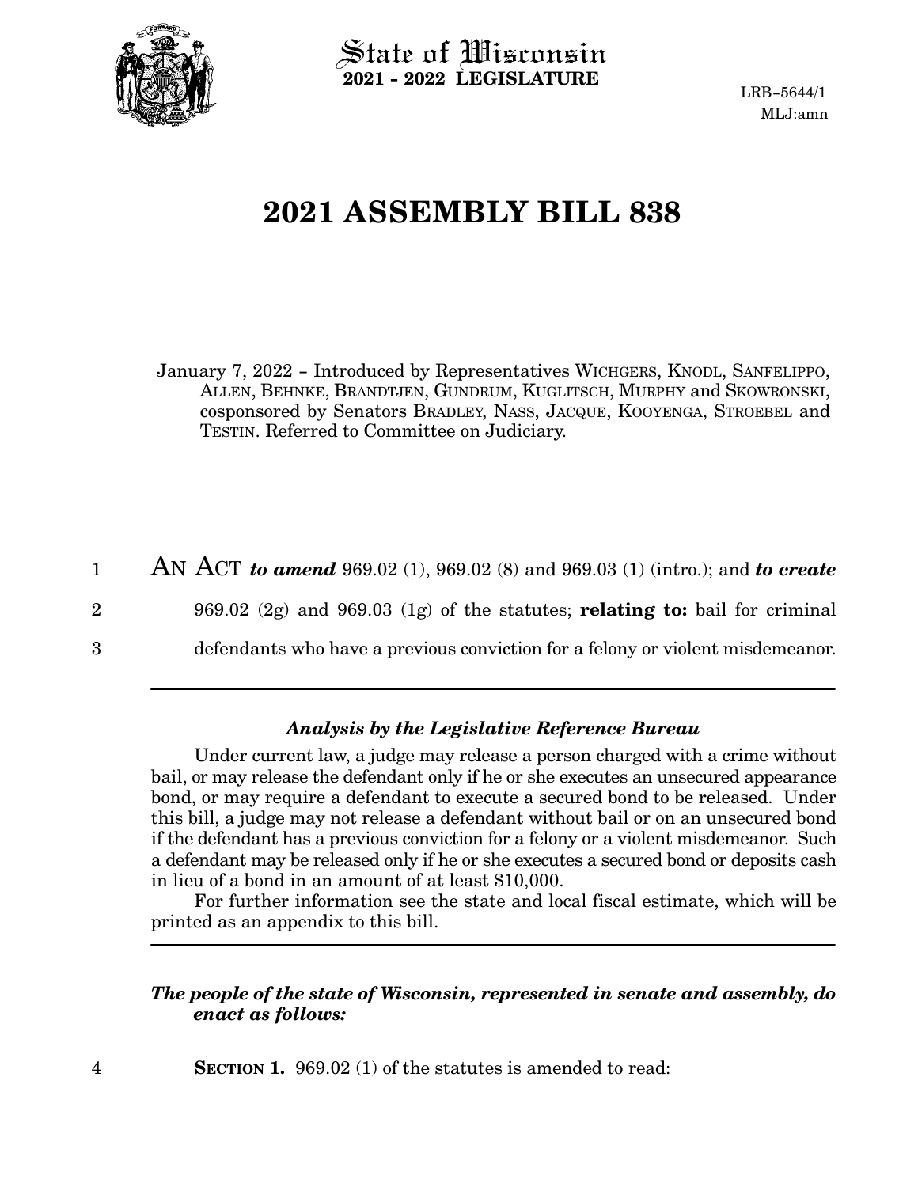State of Wisconsin
**2021 - 2022 LEGISLATURE**

LRB-5644/1
MLJ:amn

# 2021 ASSEMBLY BILL 838

January 7, 2022 – Introduced by Representatives WICHGERS, KNODL, SANFELIPPO, ALLEN, BEHNKE, BRANDTJEN, GUNDRUM, KUGLITSCH, MURPHY and SKOWRONSKI, cosponsored by Senators BRADLEY, NASS, JACQUE, KOOYENGA, STROEBEL and TESTIN. Referred to Committee on Judiciary.

1 AN ACT ***to amend*** 969.02 (1), 969.02 (8) and 969.03 (1) (intro.); and ***to create***
2 969.02 (2g) and 969.03 (1g) of the statutes; **relating to:** bail for criminal
3 defendants who have a previous conviction for a felony or violent misdemeanor.

---

### *Analysis by the Legislative Reference Bureau*

Under current law, a judge may release a person charged with a crime without bail, or may release the defendant only if he or she executes an unsecured appearance bond, or may require a defendant to execute a secured bond to be released. Under this bill, a judge may not release a defendant without bail or on an unsecured bond if the defendant has a previous conviction for a felony or a violent misdemeanor. Such a defendant may be released only if he or she executes a secured bond or deposits cash in lieu of a bond in an amount of at least $10,000.

For further information see the state and local fiscal estimate, which will be printed as an appendix to this bill.

---

***The people of the state of Wisconsin, represented in senate and assembly, do enact as follows:***

4 **SECTION 1.** 969.02 (1) of the statutes is amended to read: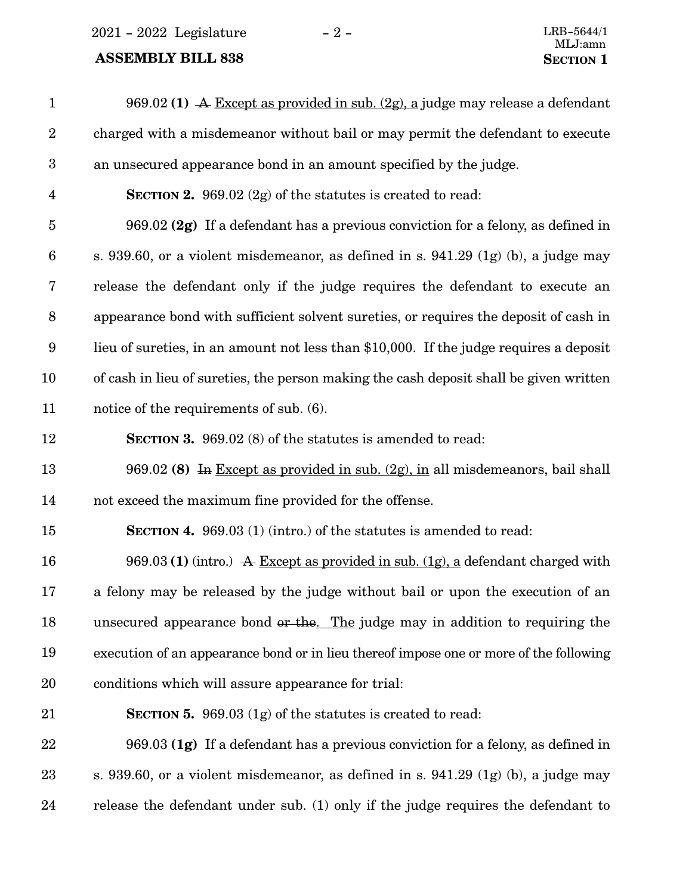969.02 **(1)** ~~A~~ Except as provided in sub. (2g), a judge may release a defendant charged with a misdemeanor without bail or may permit the defendant to execute an unsecured appearance bond in an amount specified by the judge.

**SECTION 2.** 969.02 (2g) of the statutes is created to read:

969.02 **(2g)** If a defendant has a previous conviction for a felony, as defined in s. 939.60, or a violent misdemeanor, as defined in s. 941.29 (1g) (b), a judge may release the defendant only if the judge requires the defendant to execute an appearance bond with sufficient solvent sureties, or requires the deposit of cash in lieu of sureties, in an amount not less than $10,000. If the judge requires a deposit of cash in lieu of sureties, the person making the cash deposit shall be given written notice of the requirements of sub. (6).

**SECTION 3.** 969.02 (8) of the statutes is amended to read:

969.02 **(8)** ~~In~~ Except as provided in sub. (2g), in all misdemeanors, bail shall not exceed the maximum fine provided for the offense.

**SECTION 4.** 969.03 (1) (intro.) of the statutes is amended to read:

969.03 **(1)** (intro.) ~~A~~ Except as provided in sub. (1g), a defendant charged with a felony may be released by the judge without bail or upon the execution of an unsecured appearance bond ~~or the~~. The judge may in addition to requiring the execution of an appearance bond or in lieu thereof impose one or more of the following conditions which will assure appearance for trial:

**SECTION 5.** 969.03 (1g) of the statutes is created to read:

969.03 **(1g)** If a defendant has a previous conviction for a felony, as defined in s. 939.60, or a violent misdemeanor, as defined in s. 941.29 (1g) (b), a judge may release the defendant under sub. (1) only if the judge requires the defendant to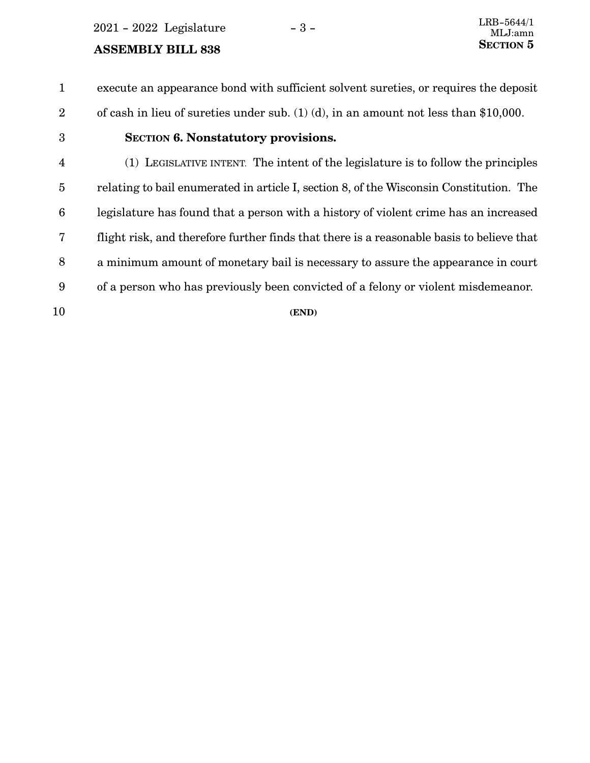execute an appearance bond with sufficient solvent sureties, or requires the deposit of cash in lieu of sureties under sub. (1) (d), in an amount not less than $10,000.

**SECTION 6. Nonstatutory provisions.**

(1) LEGISLATIVE INTENT. The intent of the legislature is to follow the principles relating to bail enumerated in article I, section 8, of the Wisconsin Constitution. The legislature has found that a person with a history of violent crime has an increased flight risk, and therefore further finds that there is a reasonable basis to believe that a minimum amount of monetary bail is necessary to assure the appearance in court of a person who has previously been convicted of a felony or violent misdemeanor.

**(END)**